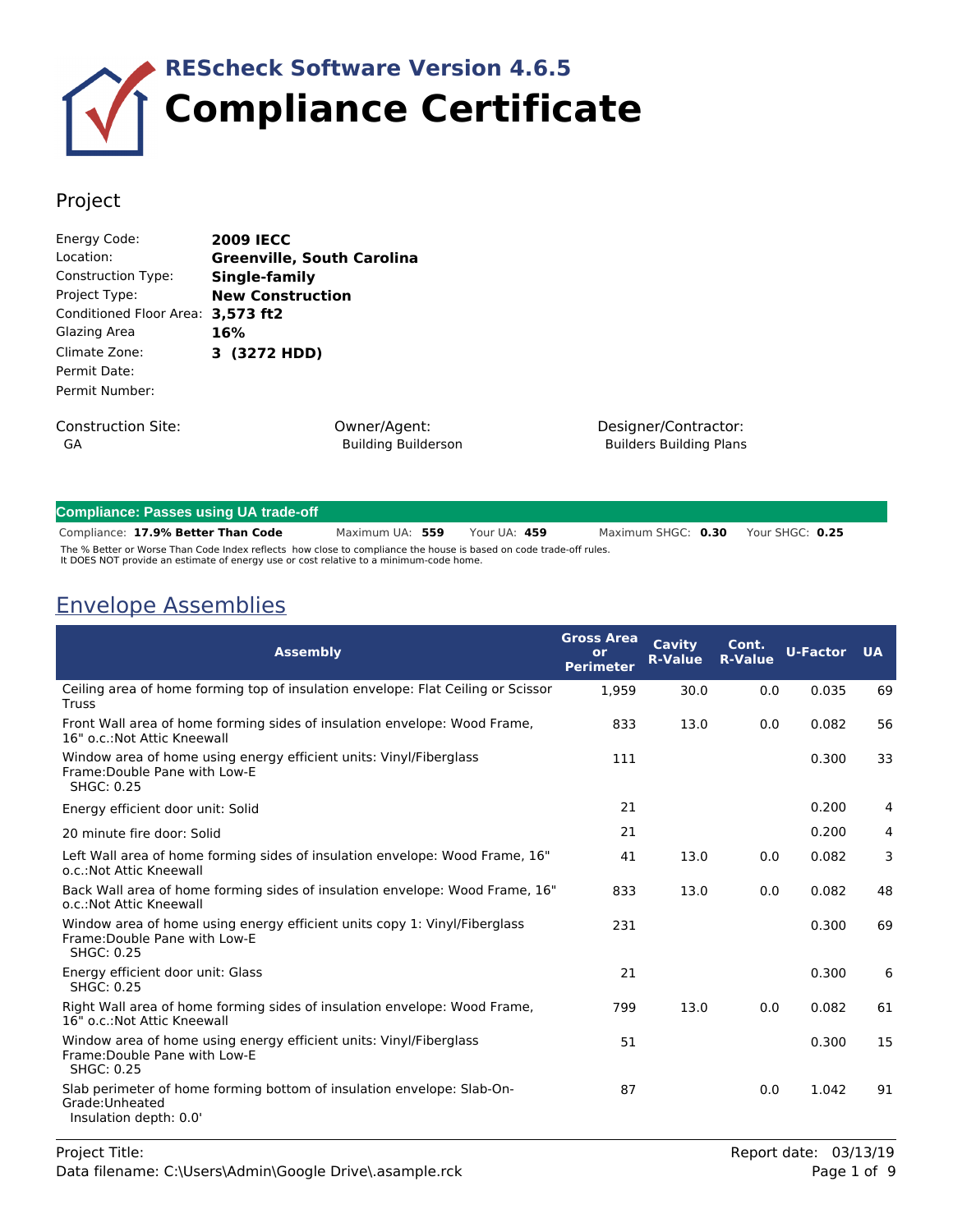# REScheck Software Version 4.6.5
# Compliance Certificate

## Project

| | |
|---|---|
| Energy Code: | **2009 IECC** |
| Location: | **Greenville, South Carolina** |
| Construction Type: | **Single-family** |
| Project Type: | **New Construction** |
| Conditioned Floor Area: | **3,573 ft2** |
| Glazing Area | **16%** |
| Climate Zone: | **3 (3272 HDD)** |
| Permit Date: | |
| Permit Number: | |

| Construction Site: | Owner/Agent: | Designer/Contractor: |
|---|---|---|
| GA | Building Builderson | Builders Building Plans |

**Compliance: Passes using UA trade-off**

Compliance: **17.9% Better Than Code** Maximum UA: **559** Your UA: **459** Maximum SHGC: **0.30** Your SHGC: **0.25**

The % Better or Worse Than Code Index reflects how close to compliance the house is based on code trade-off rules.
It DOES NOT provide an estimate of energy use or cost relative to a minimum-code home.

## Envelope Assemblies

| Assembly | Gross Area or Perimeter | Cavity R-Value | Cont. R-Value | U-Factor | UA |
|---|---|---|---|---|---|
| Ceiling area of home forming top of insulation envelope: Flat Ceiling or Scissor Truss | 1,959 | 30.0 | 0.0 | 0.035 | 69 |
| Front Wall area of home forming sides of insulation envelope: Wood Frame, 16" o.c.:Not Attic Kneewall | 833 | 13.0 | 0.0 | 0.082 | 56 |
| Window area of home using energy efficient units: Vinyl/Fiberglass Frame:Double Pane with Low-E SHGC: 0.25 | 111 | | | 0.300 | 33 |
| Energy efficient door unit: Solid | 21 | | | 0.200 | 4 |
| 20 minute fire door: Solid | 21 | | | 0.200 | 4 |
| Left Wall area of home forming sides of insulation envelope: Wood Frame, 16" o.c.:Not Attic Kneewall | 41 | 13.0 | 0.0 | 0.082 | 3 |
| Back Wall area of home forming sides of insulation envelope: Wood Frame, 16" o.c.:Not Attic Kneewall | 833 | 13.0 | 0.0 | 0.082 | 48 |
| Window area of home using energy efficient units copy 1: Vinyl/Fiberglass Frame:Double Pane with Low-E SHGC: 0.25 | 231 | | | 0.300 | 69 |
| Energy efficient door unit: Glass SHGC: 0.25 | 21 | | | 0.300 | 6 |
| Right Wall area of home forming sides of insulation envelope: Wood Frame, 16" o.c.:Not Attic Kneewall | 799 | 13.0 | 0.0 | 0.082 | 61 |
| Window area of home using energy efficient units: Vinyl/Fiberglass Frame:Double Pane with Low-E SHGC: 0.25 | 51 | | | 0.300 | 15 |
| Slab perimeter of home forming bottom of insulation envelope: Slab-On-Grade:Unheated Insulation depth: 0.0' | 87 | | 0.0 | 1.042 | 91 |

Project Title:
Data filename: C:\Users\Admin\Google Drive\.asample.rck
Report date: 03/13/19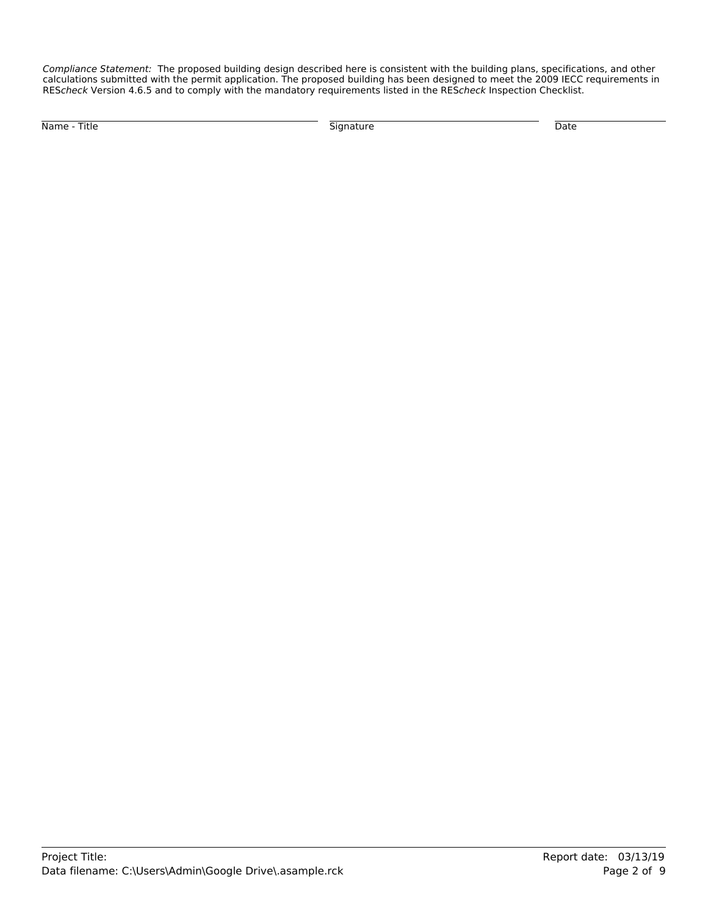*Compliance Statement:* The proposed building design described here is consistent with the building plans, specifications, and other calculations submitted with the permit application. The proposed building has been designed to meet the 2009 IECC requirements in RES*check* Version 4.6.5 and to comply with the mandatory requirements listed in the RES*check* Inspection Checklist.

| Name - Title | Signature | Date |
|---|---|---|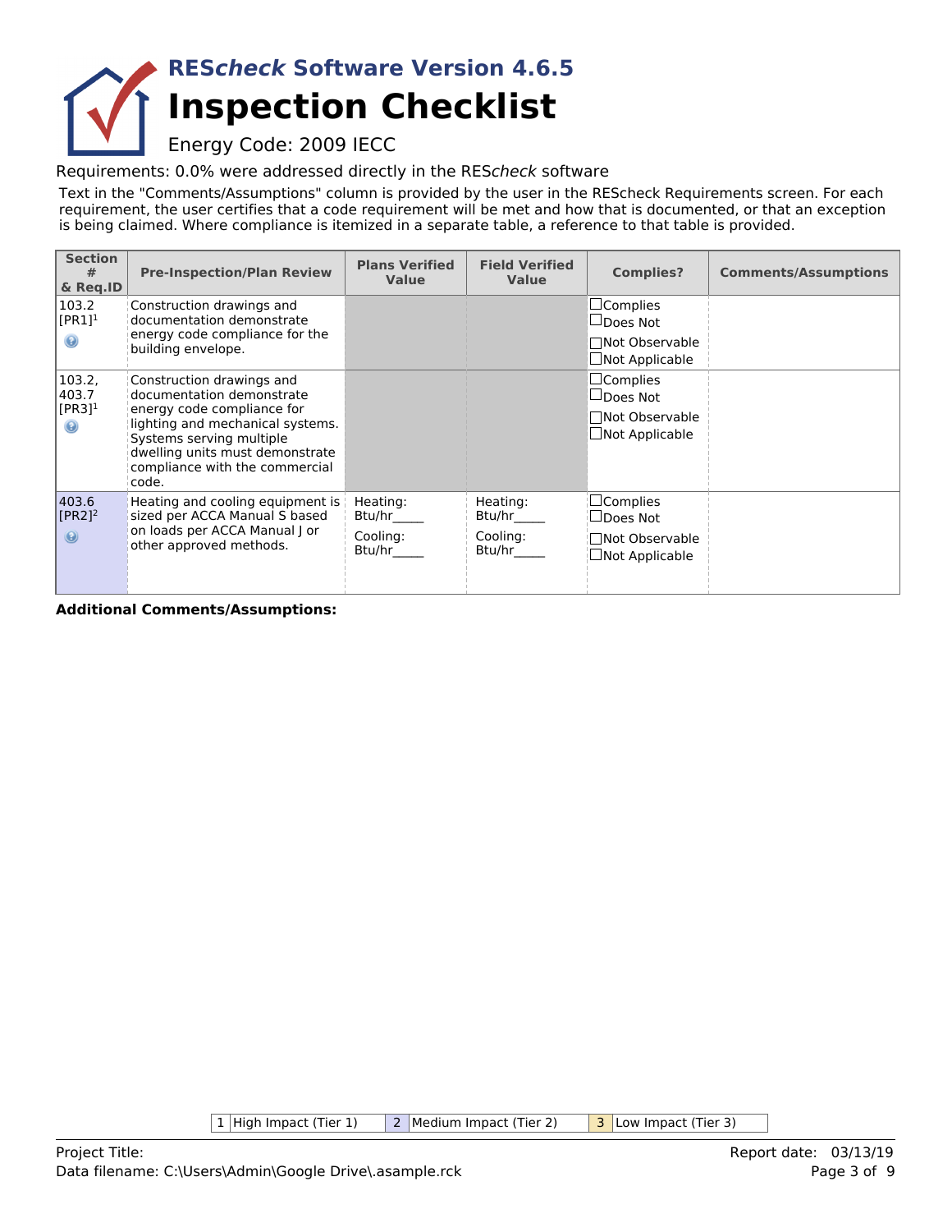# RES*check* Software Version 4.6.5

# Inspection Checklist

Energy Code: 2009 IECC

Requirements: 0.0% were addressed directly in the RES*check* software

Text in the "Comments/Assumptions" column is provided by the user in the REScheck Requirements screen. For each requirement, the user certifies that a code requirement will be met and how that is documented, or that an exception is being claimed. Where compliance is itemized in a separate table, a reference to that table is provided.

| Section # & Req.ID | Pre-Inspection/Plan Review | Plans Verified Value | Field Verified Value | Complies? | Comments/Assumptions |
|---|---|---|---|---|---|
| 103.2 [PR1][1] | Construction drawings and documentation demonstrate energy code compliance for the building envelope. | | | ☐Complies ☐Does Not ☐Not Observable ☐Not Applicable | |
| 103.2, 403.7 [PR3][1] | Construction drawings and documentation demonstrate energy code compliance for lighting and mechanical systems. Systems serving multiple dwelling units must demonstrate compliance with the commercial code. | | | ☐Complies ☐Does Not ☐Not Observable ☐Not Applicable | |
| 403.6 [PR2][2] | Heating and cooling equipment is sized per ACCA Manual S based on loads per ACCA Manual J or other approved methods. | Heating: Btu/hr_____ Cooling: Btu/hr_____ | Heating: Btu/hr_____ Cooling: Btu/hr_____ | ☐Complies ☐Does Not ☐Not Observable ☐Not Applicable | |

**Additional Comments/Assumptions:**

| 1 | High Impact (Tier 1) | 2 | Medium Impact (Tier 2) | 3 | Low Impact (Tier 3) |
|---|---|---|---|---|---|

Project Title:
Data filename: C:\Users\Admin\Google Drive\.asample.rck

Report date: 03/13/19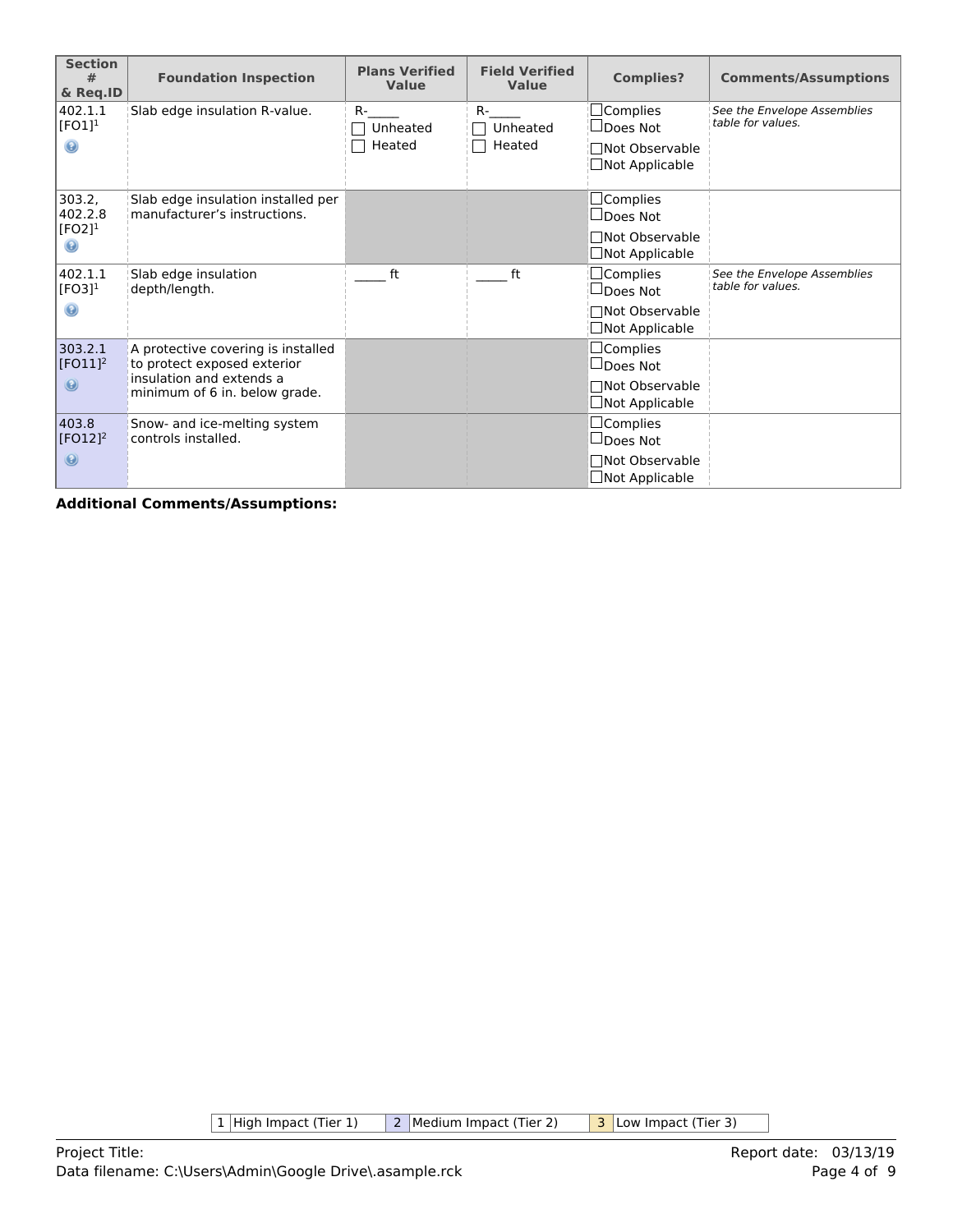| Section # & Req.ID | Foundation Inspection | Plans Verified Value | Field Verified Value | Complies? | Comments/Assumptions |
|---|---|---|---|---|---|
| 402.1.1 [FO1][1] | Slab edge insulation R-value. | R-_____ ☐ Unheated ☐ Heated | R-_____ ☐ Unheated ☐ Heated | ☐Complies ☐Does Not ☐Not Observable ☐Not Applicable | *See the Envelope Assemblies table for values.* |
| 303.2, 402.2.8 [FO2][1] | Slab edge insulation installed per manufacturer's instructions. | | | ☐Complies ☐Does Not ☐Not Observable ☐Not Applicable | |
| 402.1.1 [FO3][1] | Slab edge insulation depth/length. | _____ ft | _____ ft | ☐Complies ☐Does Not ☐Not Observable ☐Not Applicable | *See the Envelope Assemblies table for values.* |
| 303.2.1 [FO11][2] | A protective covering is installed to protect exposed exterior insulation and extends a minimum of 6 in. below grade. | | | ☐Complies ☐Does Not ☐Not Observable ☐Not Applicable | |
| 403.8 [FO12][2] | Snow- and ice-melting system controls installed. | | | ☐Complies ☐Does Not ☐Not Observable ☐Not Applicable | |

**Additional Comments/Assumptions:**

| 1 | High Impact (Tier 1) | 2 | Medium Impact (Tier 2) | 3 | Low Impact (Tier 3) |
|---|---|---|---|---|---|

Project Title:
Data filename: C:\Users\Admin\Google Drive\.asample.rck

Report date: 03/13/19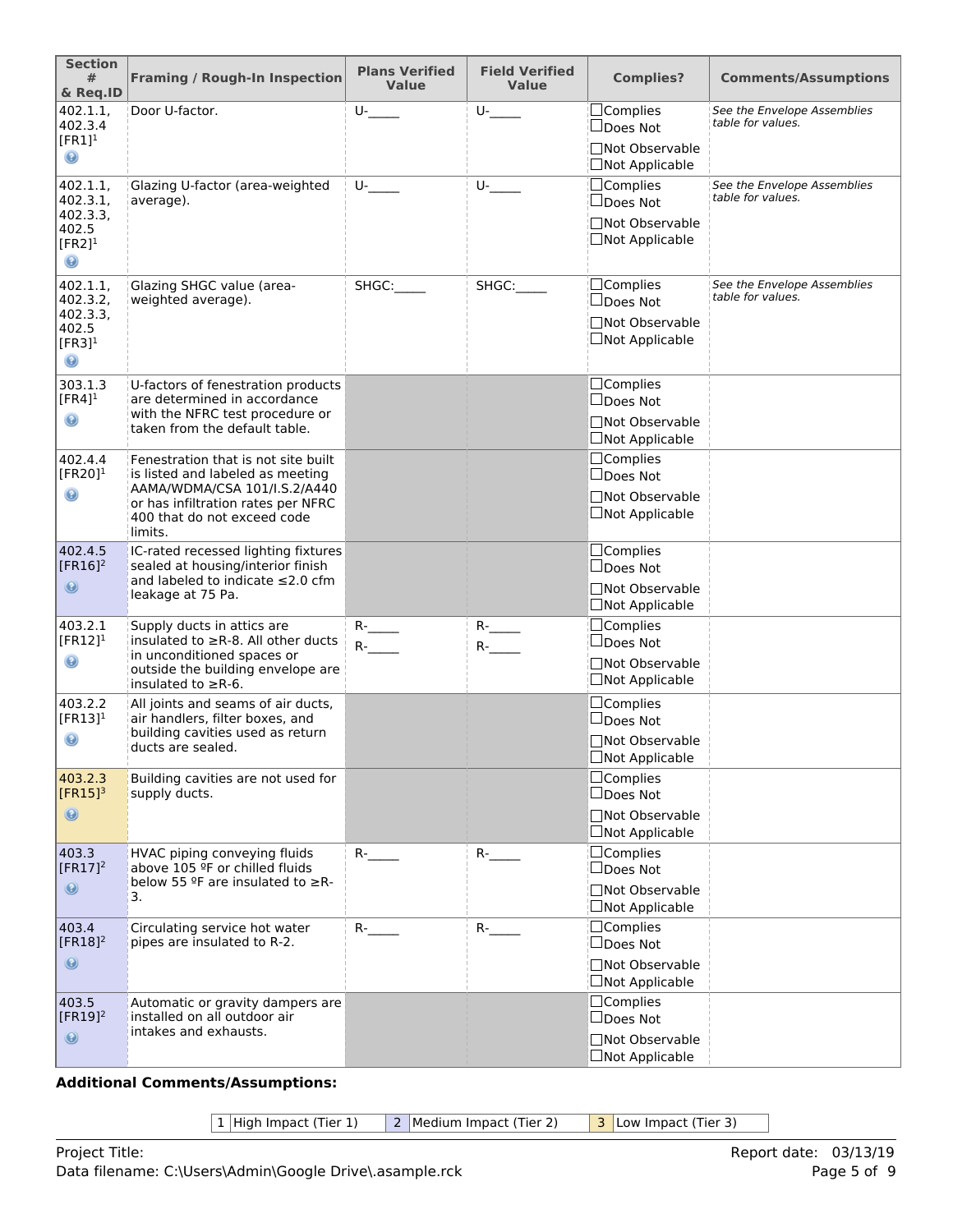| Section # & Req.ID | Framing / Rough-In Inspection | Plans Verified Value | Field Verified Value | Complies? | Comments/Assumptions |
|---|---|---|---|---|---|
| 402.1.1, 402.3.4 [FR1][1] | Door U-factor. | U-_____ | U-_____ | ☐Complies ☐Does Not ☐Not Observable ☐Not Applicable | *See the Envelope Assemblies table for values.* |
| 402.1.1, 402.3.1, 402.3.3, 402.5 [FR2][1] | Glazing U-factor (area-weighted average). | U-_____ | U-_____ | ☐Complies ☐Does Not ☐Not Observable ☐Not Applicable | *See the Envelope Assemblies table for values.* |
| 402.1.1, 402.3.2, 402.3.3, 402.5 [FR3][1] | Glazing SHGC value (area-weighted average). | SHGC:_____ | SHGC:_____ | ☐Complies ☐Does Not ☐Not Observable ☐Not Applicable | *See the Envelope Assemblies table for values.* |
| 303.1.3 [FR4][1] | U-factors of fenestration products are determined in accordance with the NFRC test procedure or taken from the default table. | | | ☐Complies ☐Does Not ☐Not Observable ☐Not Applicable | |
| 402.4.4 [FR20][1] | Fenestration that is not site built is listed and labeled as meeting AAMA/WDMA/CSA 101/I.S.2/A440 or has infiltration rates per NFRC 400 that do not exceed code limits. | | | ☐Complies ☐Does Not ☐Not Observable ☐Not Applicable | |
| 402.4.5 [FR16][2] | IC-rated recessed lighting fixtures sealed at housing/interior finish and labeled to indicate ≤2.0 cfm leakage at 75 Pa. | | | ☐Complies ☐Does Not ☐Not Observable ☐Not Applicable | |
| 403.2.1 [FR12][1] | Supply ducts in attics are insulated to ≥R-8. All other ducts in unconditioned spaces or outside the building envelope are insulated to ≥R-6. | R-_____ R-_____ | R-_____ R-_____ | ☐Complies ☐Does Not ☐Not Observable ☐Not Applicable | |
| 403.2.2 [FR13][1] | All joints and seams of air ducts, air handlers, filter boxes, and building cavities used as return ducts are sealed. | | | ☐Complies ☐Does Not ☐Not Observable ☐Not Applicable | |
| 403.2.3 [FR15][3] | Building cavities are not used for supply ducts. | | | ☐Complies ☐Does Not ☐Not Observable ☐Not Applicable | |
| 403.3 [FR17][2] | HVAC piping conveying fluids above 105 ºF or chilled fluids below 55 ºF are insulated to ≥R-3. | R-_____ | R-_____ | ☐Complies ☐Does Not ☐Not Observable ☐Not Applicable | |
| 403.4 [FR18][2] | Circulating service hot water pipes are insulated to R-2. | R-_____ | R-_____ | ☐Complies ☐Does Not ☐Not Observable ☐Not Applicable | |
| 403.5 [FR19][2] | Automatic or gravity dampers are installed on all outdoor air intakes and exhausts. | | | ☐Complies ☐Does Not ☐Not Observable ☐Not Applicable | |

**Additional Comments/Assumptions:**

| 1 | High Impact (Tier 1) | 2 | Medium Impact (Tier 2) | 3 | Low Impact (Tier 3) |
|---|---|---|---|---|---|

Project Title: Report date: 03/13/19

Data filename: C:\Users\Admin\Google Drive\.asample.rck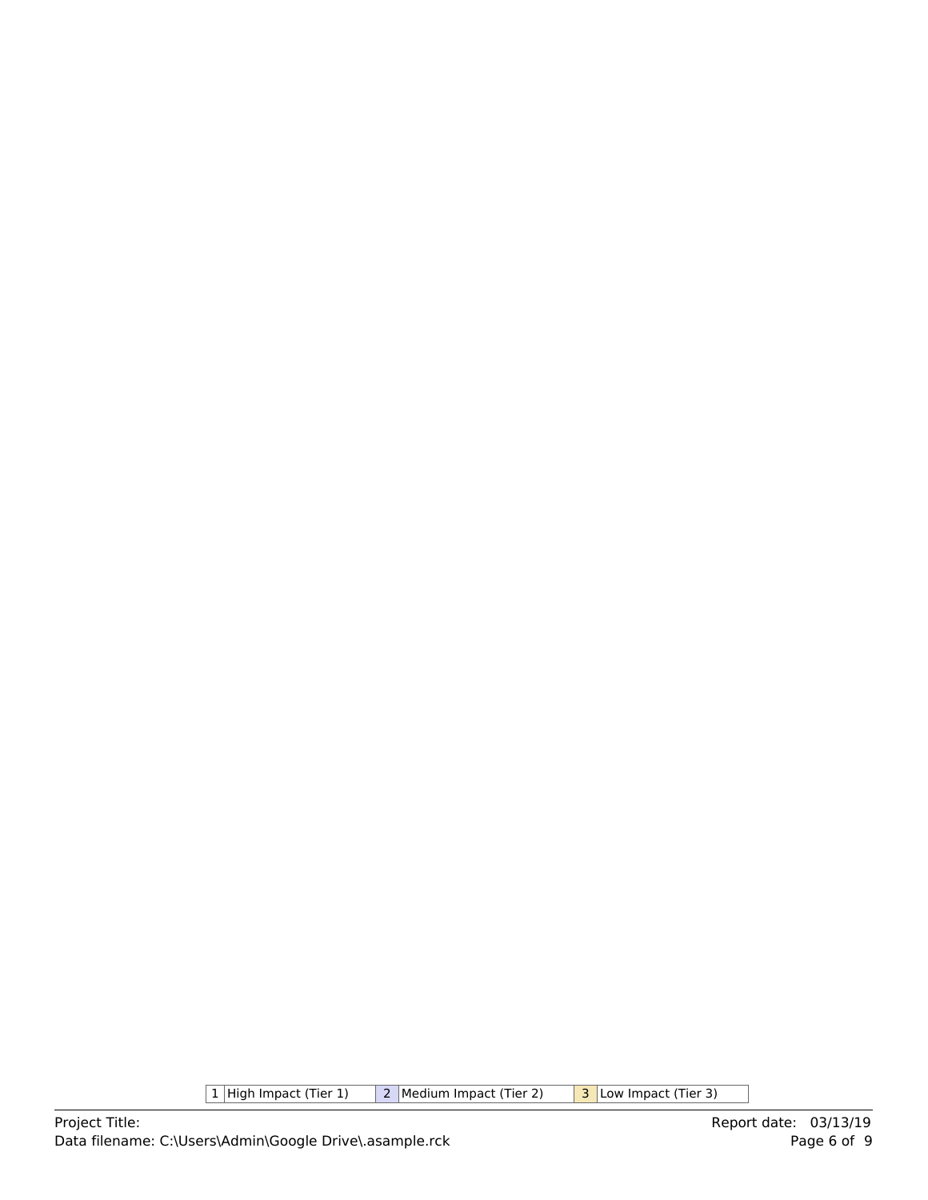| | | | | | |
|---|---|---|---|---|---|
| 1 | High Impact (Tier 1) | 2 | Medium Impact (Tier 2) | 3 | Low Impact (Tier 3) |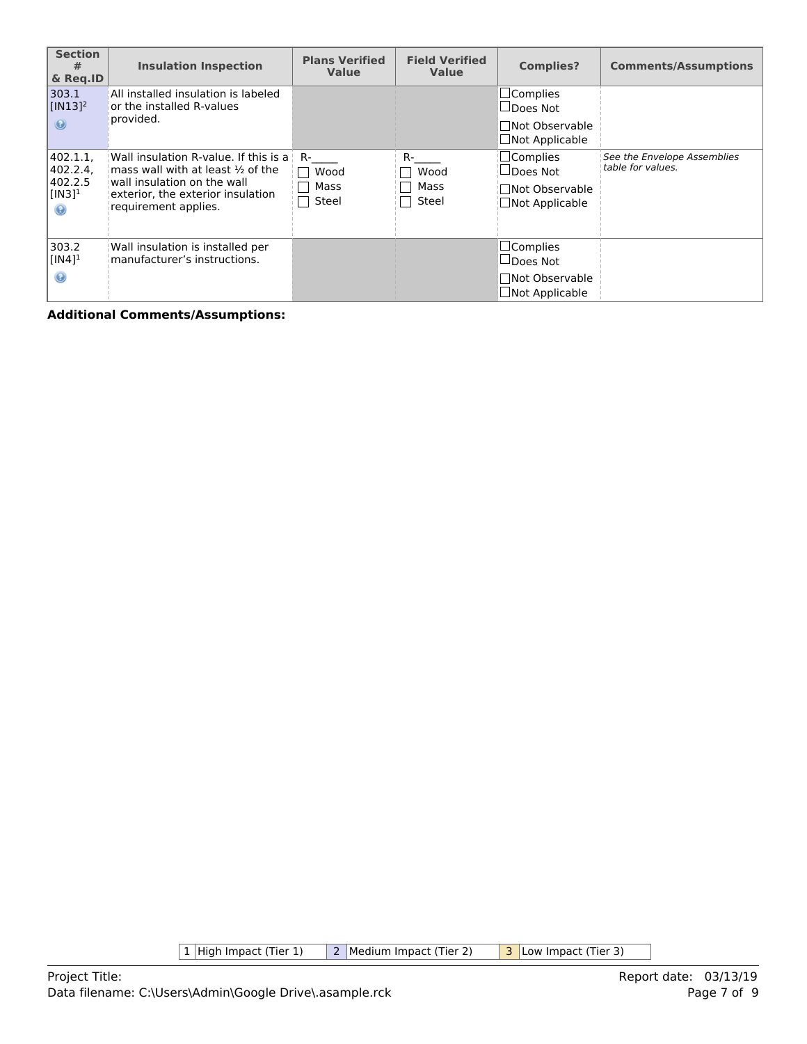| Section # & Req.ID | Insulation Inspection | Plans Verified Value | Field Verified Value | Complies? | Comments/Assumptions |
|---|---|---|---|---|---|
| 303.1 [IN13][2] | All installed insulation is labeled or the installed R-values provided. | | | ☐Complies ☐Does Not ☐Not Observable ☐Not Applicable | |
| 402.1.1, 402.2.4, 402.2.5 [IN3][1] | Wall insulation R-value. If this is a mass wall with at least ½ of the wall insulation on the wall exterior, the exterior insulation requirement applies. | R-_____ ☐ Wood ☐ Mass ☐ Steel | R-_____ ☐ Wood ☐ Mass ☐ Steel | ☐Complies ☐Does Not ☐Not Observable ☐Not Applicable | *See the Envelope Assemblies table for values.* |
| 303.2 [IN4][1] | Wall insulation is installed per manufacturer's instructions. | | | ☐Complies ☐Does Not ☐Not Observable ☐Not Applicable | |

**Additional Comments/Assumptions:**

| 1 | High Impact (Tier 1) | 2 | Medium Impact (Tier 2) | 3 | Low Impact (Tier 3) |
|---|---|---|---|---|---|

Project Title:
Data filename: C:\Users\Admin\Google Drive\.asample.rck

Report date: 03/13/19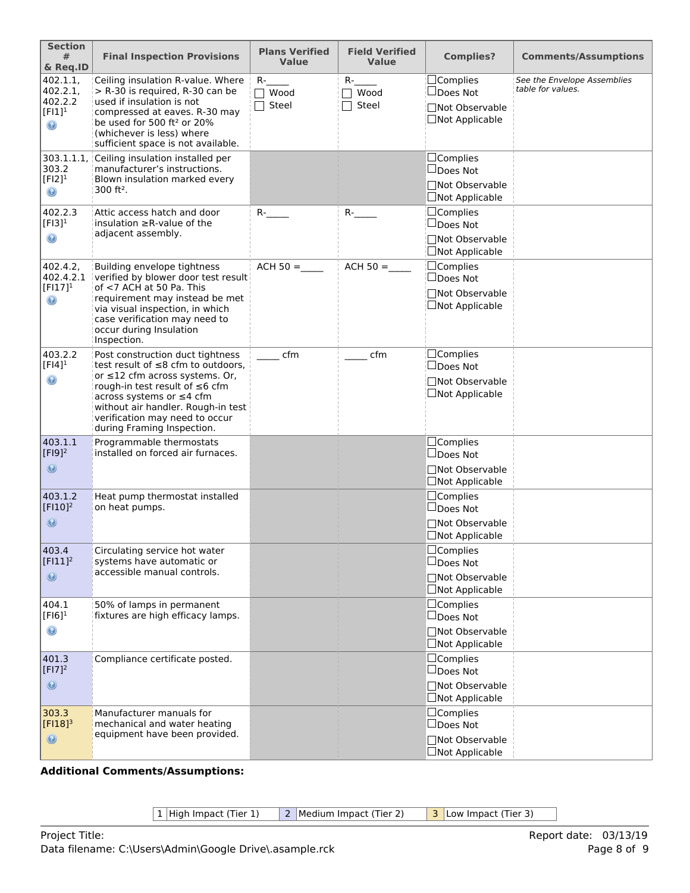| Section # & Req.ID | Final Inspection Provisions | Plans Verified Value | Field Verified Value | Complies? | Comments/Assumptions |
| --- | --- | --- | --- | --- | --- |
| 402.1.1, 402.2.1, 402.2.2 [FI1][1] | Ceiling insulation R-value. Where > R-30 is required, R-30 can be used if insulation is not compressed at eaves. R-30 may be used for 500 ft² or 20% (whichever is less) where sufficient space is not available. | R-_____ ☐ Wood ☐ Steel | R-_____ ☐ Wood ☐ Steel | ☐Complies ☐Does Not ☐Not Observable ☐Not Applicable | *See the Envelope Assemblies table for values.* |
| 303.1.1.1, 303.2 [FI2][1] | Ceiling insulation installed per manufacturer's instructions. Blown insulation marked every 300 ft². | | | ☐Complies ☐Does Not ☐Not Observable ☐Not Applicable | |
| 402.2.3 [FI3][1] | Attic access hatch and door insulation ≥R-value of the adjacent assembly. | R-_____ | R-_____ | ☐Complies ☐Does Not ☐Not Observable ☐Not Applicable | |
| 402.4.2, 402.4.2.1 [FI17][1] | Building envelope tightness verified by blower door test result of <7 ACH at 50 Pa. This requirement may instead be met via visual inspection, in which case verification may need to occur during Insulation Inspection. | ACH 50 =_____ | ACH 50 =_____ | ☐Complies ☐Does Not ☐Not Observable ☐Not Applicable | |
| 403.2.2 [FI4][1] | Post construction duct tightness test result of ≤8 cfm to outdoors, or ≤12 cfm across systems. Or, rough-in test result of ≤6 cfm across systems or ≤4 cfm without air handler. Rough-in test verification may need to occur during Framing Inspection. | _____ cfm | _____ cfm | ☐Complies ☐Does Not ☐Not Observable ☐Not Applicable | |
| 403.1.1 [FI9][2] | Programmable thermostats installed on forced air furnaces. | | | ☐Complies ☐Does Not ☐Not Observable ☐Not Applicable | |
| 403.1.2 [FI10][2] | Heat pump thermostat installed on heat pumps. | | | ☐Complies ☐Does Not ☐Not Observable ☐Not Applicable | |
| 403.4 [FI11][2] | Circulating service hot water systems have automatic or accessible manual controls. | | | ☐Complies ☐Does Not ☐Not Observable ☐Not Applicable | |
| 404.1 [FI6][1] | 50% of lamps in permanent fixtures are high efficacy lamps. | | | ☐Complies ☐Does Not ☐Not Observable ☐Not Applicable | |
| 401.3 [FI7][2] | Compliance certificate posted. | | | ☐Complies ☐Does Not ☐Not Observable ☐Not Applicable | |
| 303.3 [FI18][3] | Manufacturer manuals for mechanical and water heating equipment have been provided. | | | ☐Complies ☐Does Not ☐Not Observable ☐Not Applicable | |

**Additional Comments/Assumptions:**

| 1 | High Impact (Tier 1) | 2 | Medium Impact (Tier 2) | 3 | Low Impact (Tier 3) |
| --- | --- | --- | --- | --- | --- |

Project Title: 
Data filename: C:\Users\Admin\Google Drive\.asample.rck

Report date: 03/13/19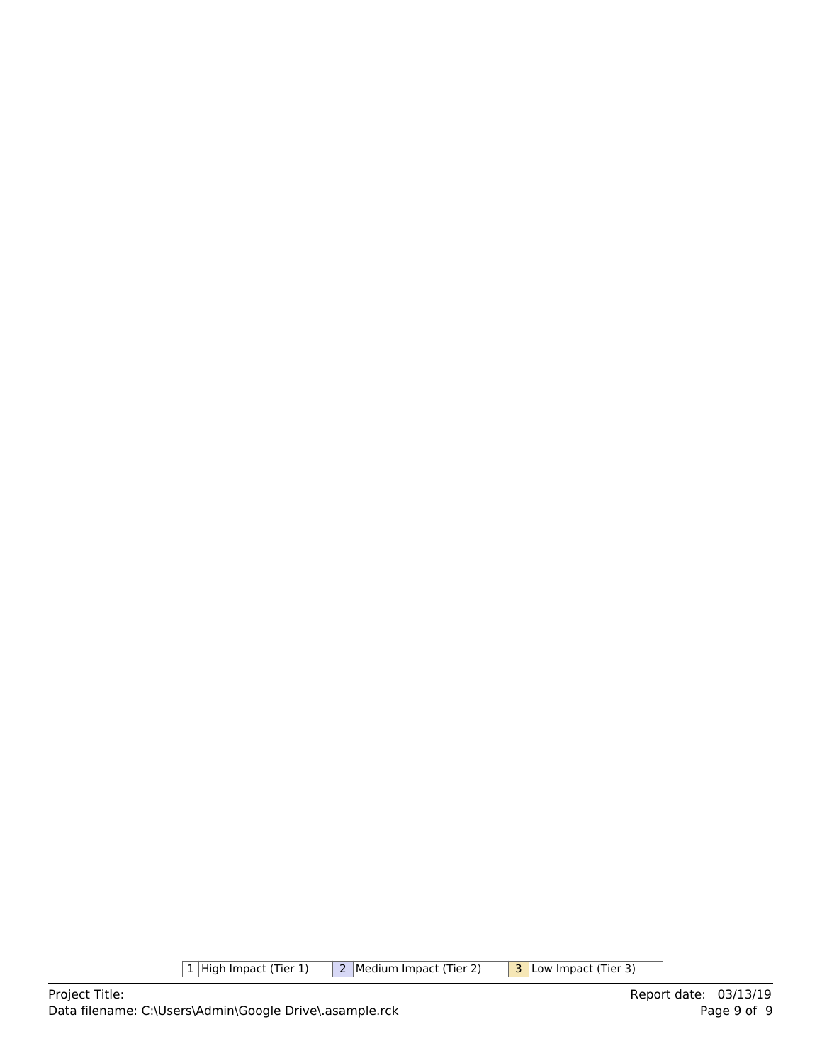| | | | | | |
|---|---|---|---|---|---|
| 1 | High Impact (Tier 1) | 2 | Medium Impact (Tier 2) | 3 | Low Impact (Tier 3) |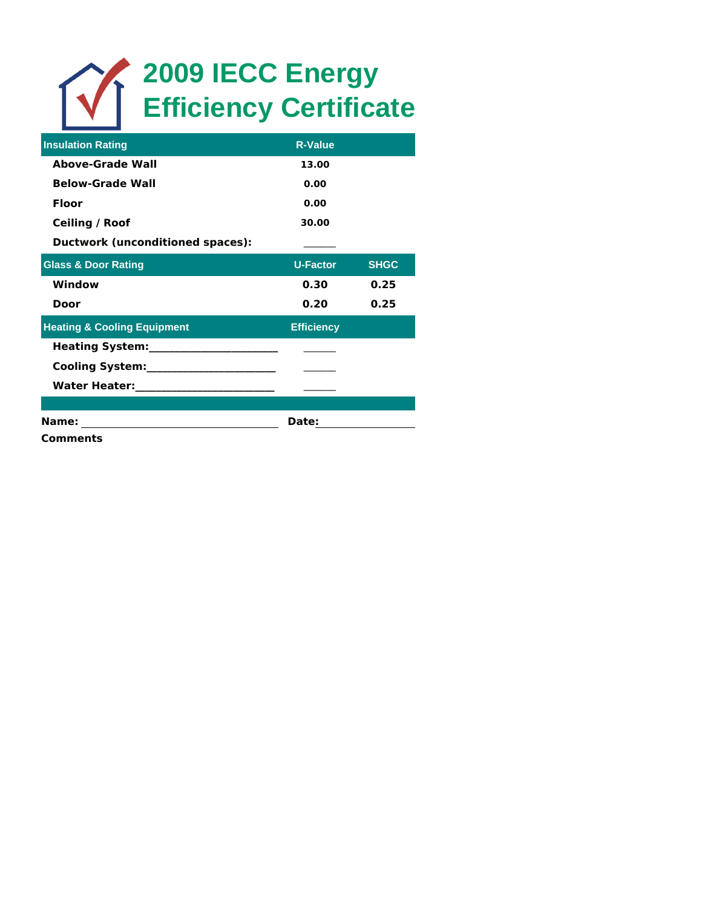# 2009 IECC Energy Efficiency Certificate

| Insulation Rating | R-Value | |
|---|---|---|
| Above-Grade Wall | 13.00 | |
| Below-Grade Wall | 0.00 | |
| Floor | 0.00 | |
| Ceiling / Roof | 30.00 | |
| Ductwork (unconditioned spaces): | ______ | |
| **Glass & Door Rating** | **U-Factor** | **SHGC** |
| Window | 0.30 | 0.25 |
| Door | 0.20 | 0.25 |
| **Heating & Cooling Equipment** | **Efficiency** | |
| Heating System:______________________ | ______ | |
| Cooling System:______________________ | ______ | |
| Water Heater:________________________ | ______ | |

**Name:** ________________________________ **Date:** ________________

**Comments**